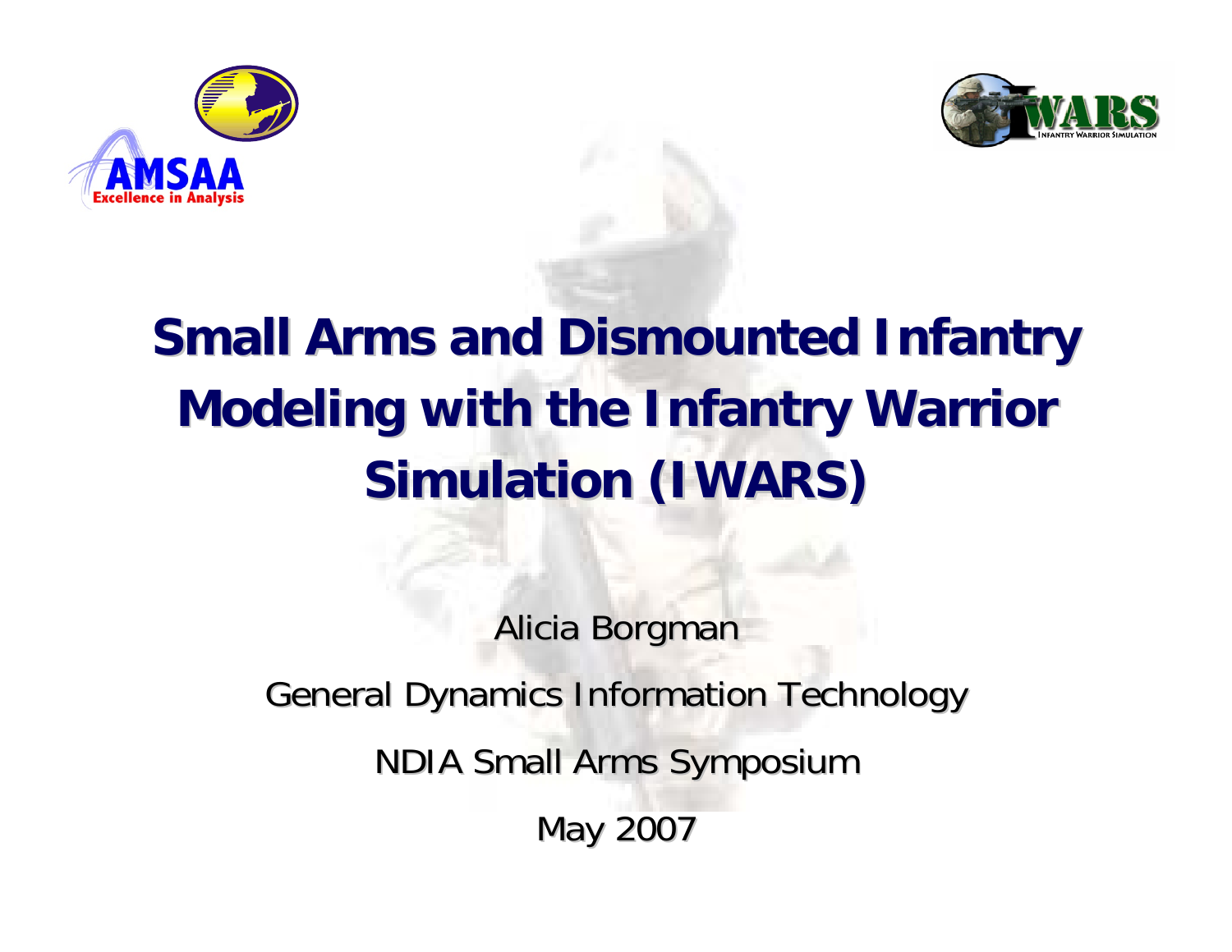# Small Arms and Dismounted Infantry Modeling with the Infantry Warrior Simulation (IWARS)

Alicia Borgman

General Dynamics Information Technology

NDIA Small Arms Symposium

May 2007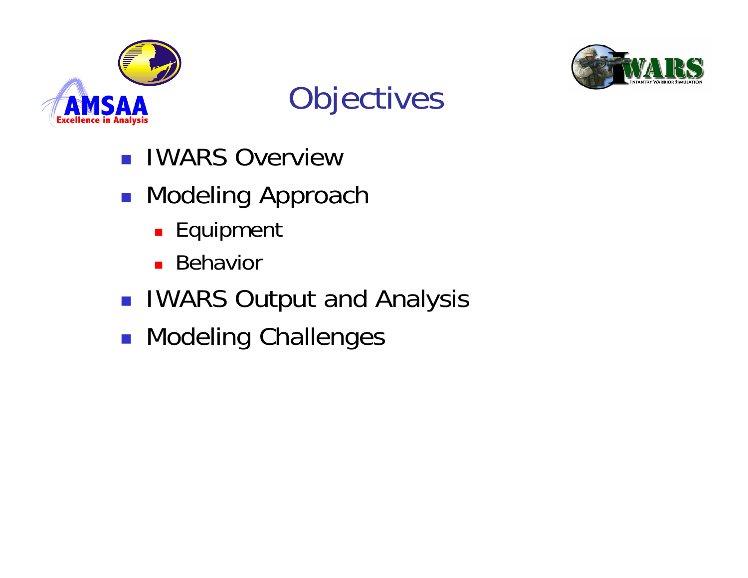# Objectives

- IWARS Overview
- Modeling Approach
  - Equipment
  - Behavior
- IWARS Output and Analysis
- Modeling Challenges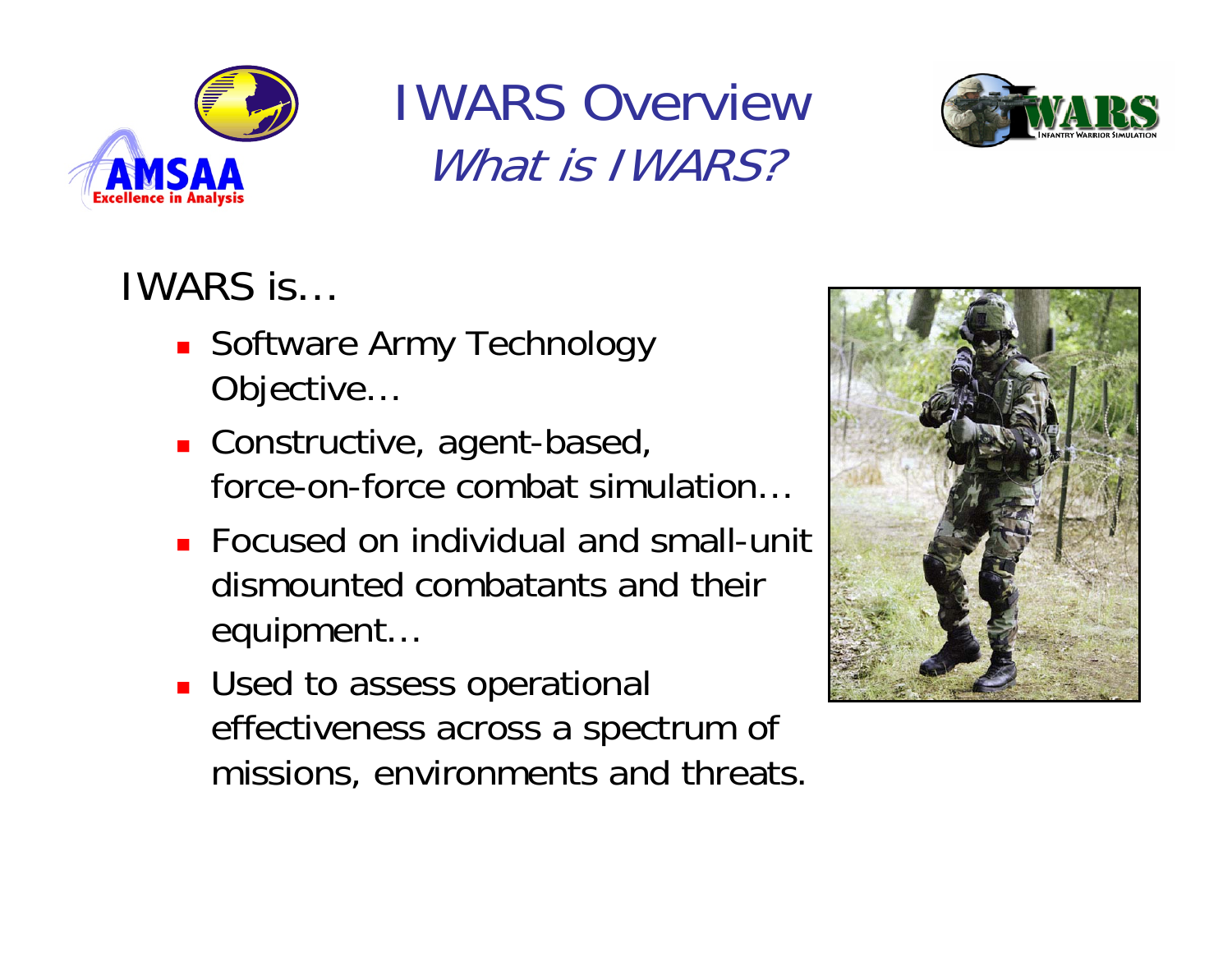# IWARS Overview

## *What is IWARS?*

IWARS is…

- Software Army Technology Objective…
- Constructive, agent-based, force-on-force combat simulation…
- Focused on individual and small-unit dismounted combatants and their equipment…
- Used to assess operational effectiveness across a spectrum of missions, environments and threats.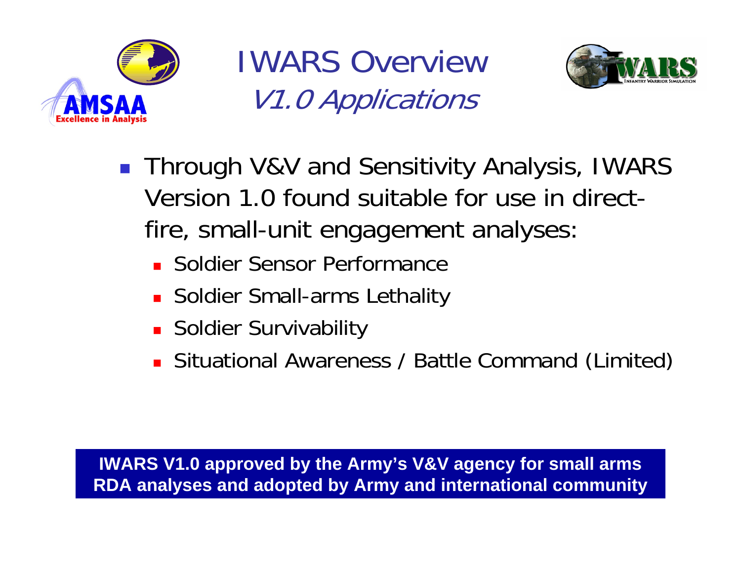# IWARS Overview

## *V1.0 Applications*

- Through V&V and Sensitivity Analysis, IWARS Version 1.0 found suitable for use in direct-fire, small-unit engagement analyses:
  - Soldier Sensor Performance
  - Soldier Small-arms Lethality
  - Soldier Survivability
  - Situational Awareness / Battle Command (Limited)

**IWARS V1.0 approved by the Army's V&V agency for small arms RDA analyses and adopted by Army and international community**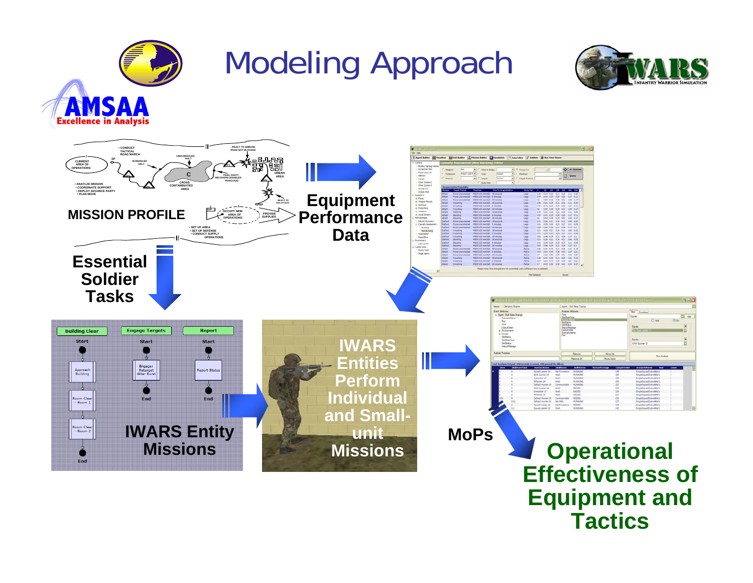# Modeling Approach

AMSAA Excellence in Analysis

IWARS INFANTRY WARRIOR SIMULATION

MISSION PROFILE

- CONDUCT TACTICAL ROAD MARCH
- ANALYZE MISSION
- COORDINATE SUPPORT
- DEPLOY ADVANCE PARTY
- PLAN MOVE
- SET UP AREA
- SET UP DEFENSE
- CONDUCT SUPPLY OPERATIONS

CURRENT AREA OF OPERATIONS, SP, SCHEDULED HALT, UNSCHEDULED HALT, TRAIL PARTY RECOVERS DISABLED VEHICLE(S), CROSS CONTAMINATED AREA, REACT TO AMBUSH ROAD NOT BLOCKED, URBAN AREA, REACT TO AIR ATTACK, RP, OCCUPY NEW AREA OF OPERATIONS, PROVIDE SUPPLIES

Equipment Performance Data

Essential Soldier Tasks

| Building Clear | Engage Targets | Report |
|---|---|---|
| Start | Start | Start |
| Approach Building | Engage/ Retarget After Burst | Report Status |
| Room Clear - Room 1 | End | End |
| Room Clear - Room 2 | | |
| End | | |

IWARS Entity Missions

IWARS Entities Perform Individual and Small-unit Missions

MoPs

Operational Effectiveness of Equipment and Tactics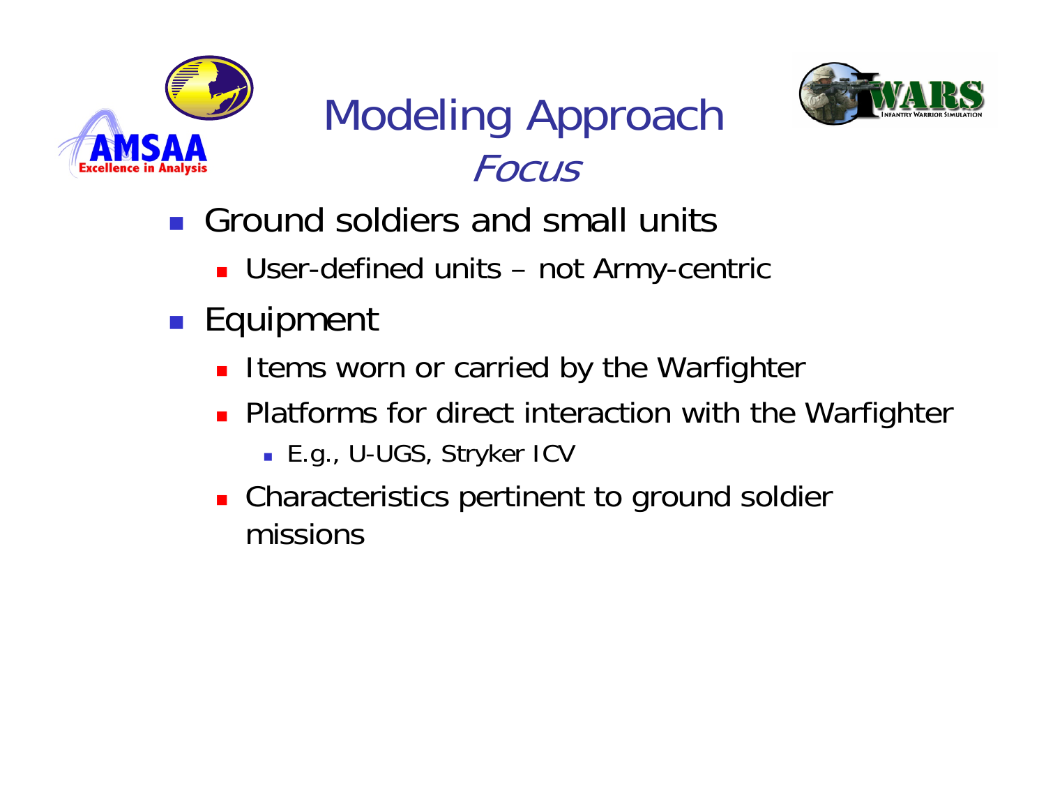# Modeling Approach
## *Focus*

- Ground soldiers and small units
  - User-defined units – not Army-centric
- Equipment
  - Items worn or carried by the Warfighter
  - Platforms for direct interaction with the Warfighter
    - E.g., U-UGS, Stryker ICV
  - Characteristics pertinent to ground soldier missions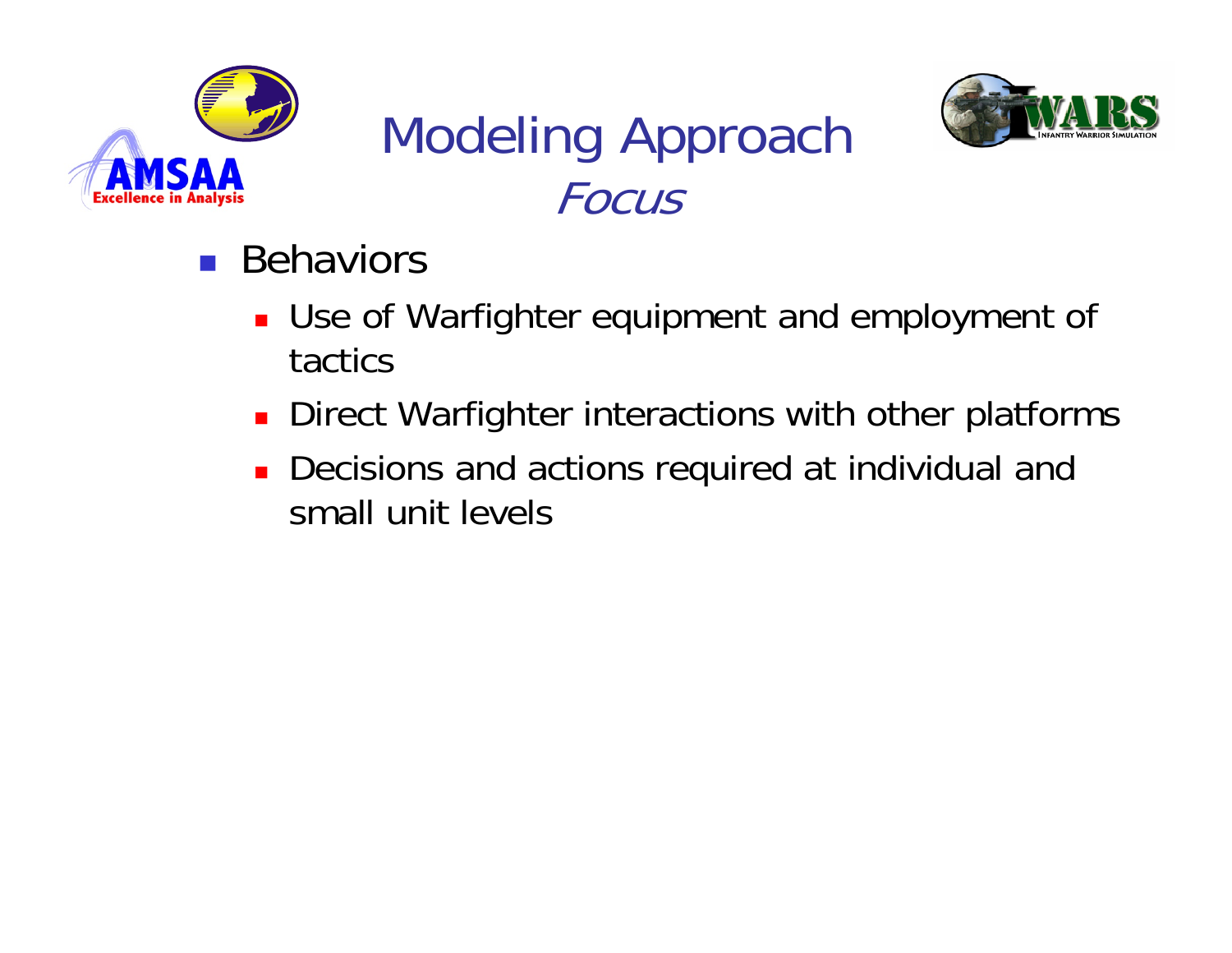# Modeling Approach
## *Focus*

- Behaviors
  - Use of Warfighter equipment and employment of tactics
  - Direct Warfighter interactions with other platforms
  - Decisions and actions required at individual and small unit levels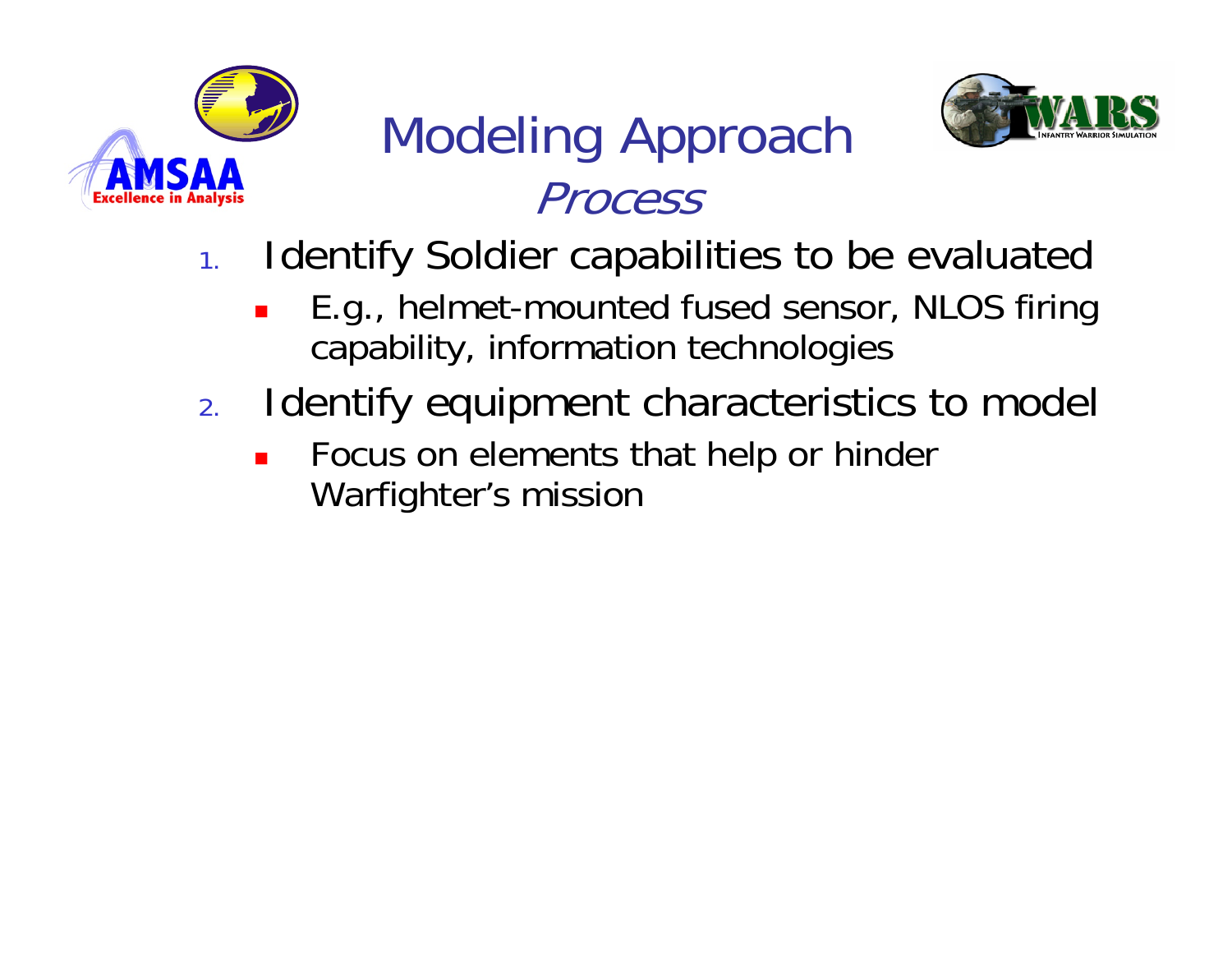# Modeling Approach

## *Process*

1. Identify Soldier capabilities to be evaluated
   - E.g., helmet-mounted fused sensor, NLOS firing capability, information technologies
2. Identify equipment characteristics to model
   - Focus on elements that help or hinder Warfighter's mission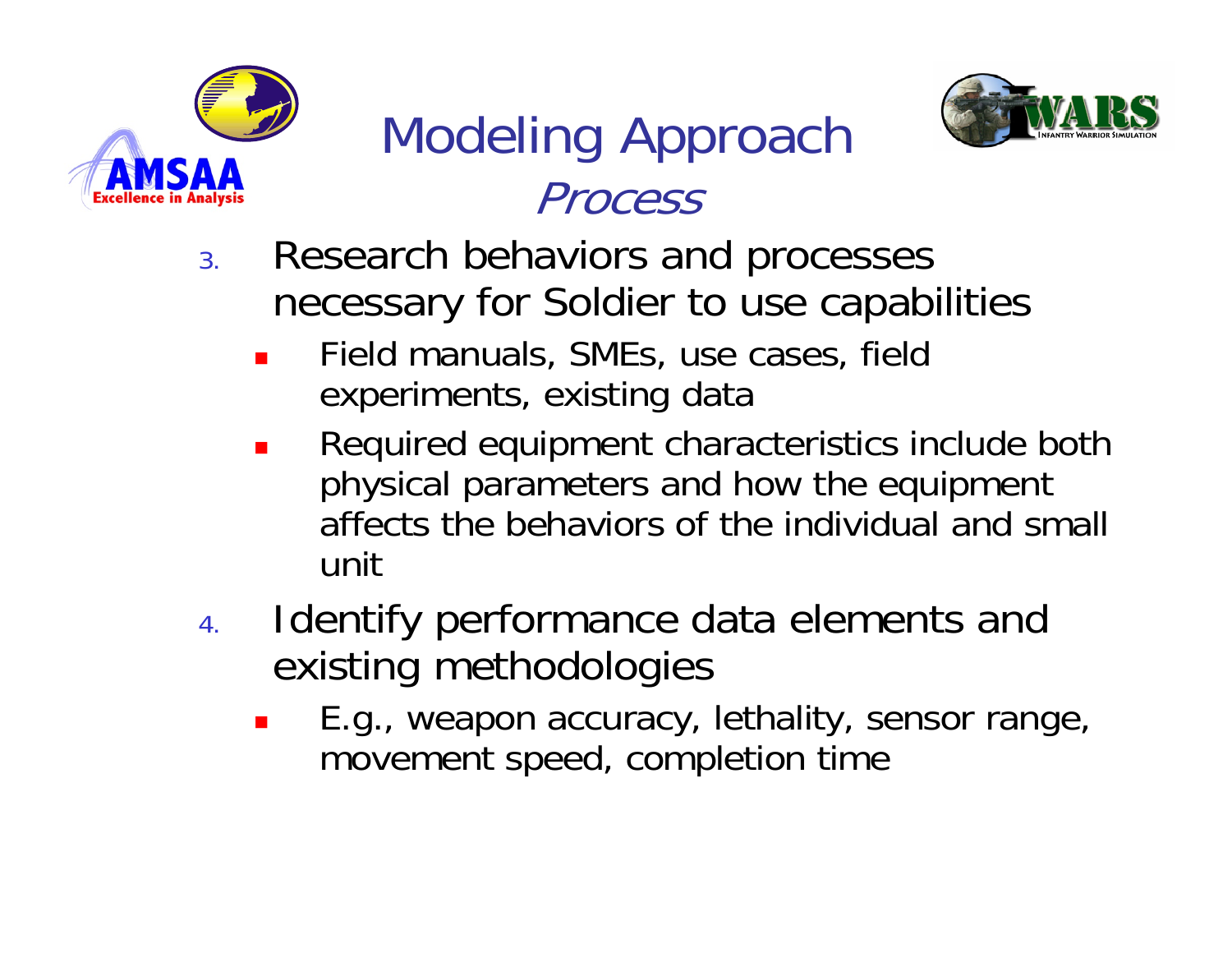# Modeling Approach

## *Process*

3. Research behaviors and processes necessary for Soldier to use capabilities
   - Field manuals, SMEs, use cases, field experiments, existing data
   - Required equipment characteristics include both physical parameters and how the equipment affects the behaviors of the individual and small unit
4. Identify performance data elements and existing methodologies
   - E.g., weapon accuracy, lethality, sensor range, movement speed, completion time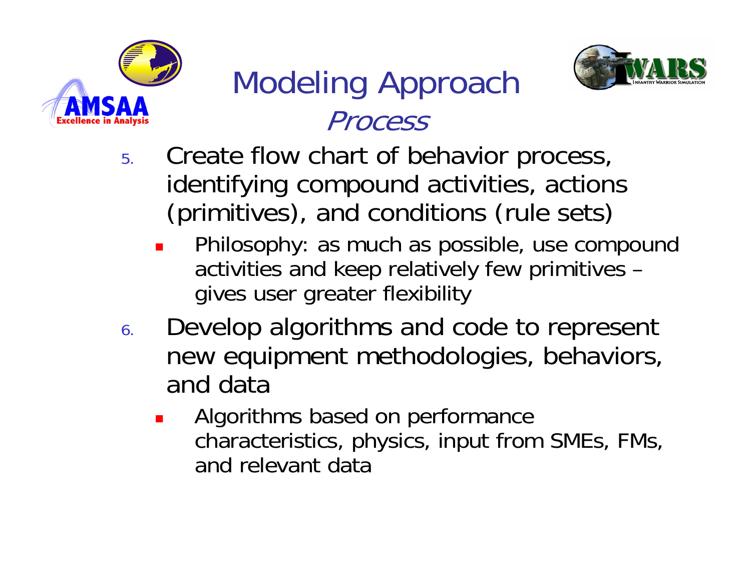# Modeling Approach

## *Process*

5. Create flow chart of behavior process, identifying compound activities, actions (primitives), and conditions (rule sets)
   - Philosophy: as much as possible, use compound activities and keep relatively few primitives – gives user greater flexibility
6. Develop algorithms and code to represent new equipment methodologies, behaviors, and data
   - Algorithms based on performance characteristics, physics, input from SMEs, FMs, and relevant data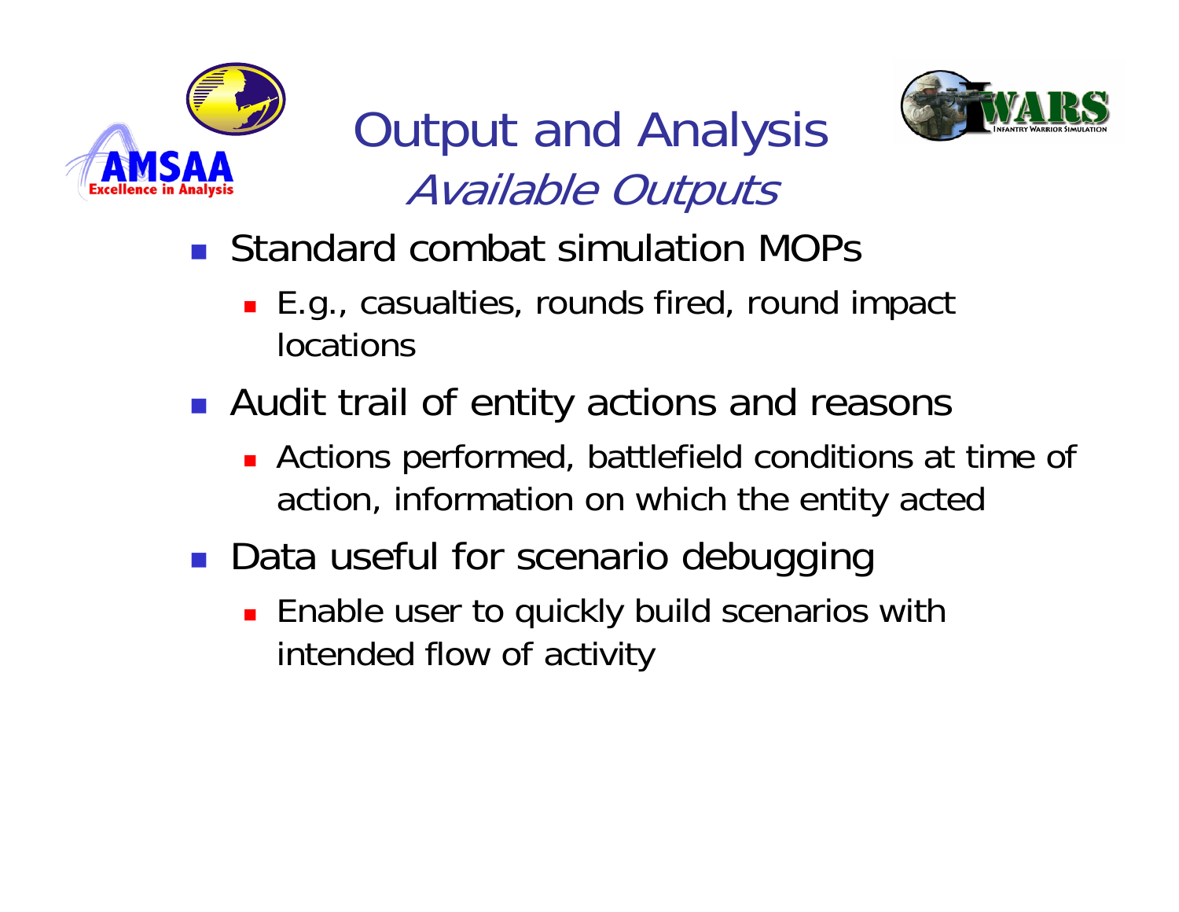# Output and Analysis

## *Available Outputs*

- Standard combat simulation MOPs
  - E.g., casualties, rounds fired, round impact locations
- Audit trail of entity actions and reasons
  - Actions performed, battlefield conditions at time of action, information on which the entity acted
- Data useful for scenario debugging
  - Enable user to quickly build scenarios with intended flow of activity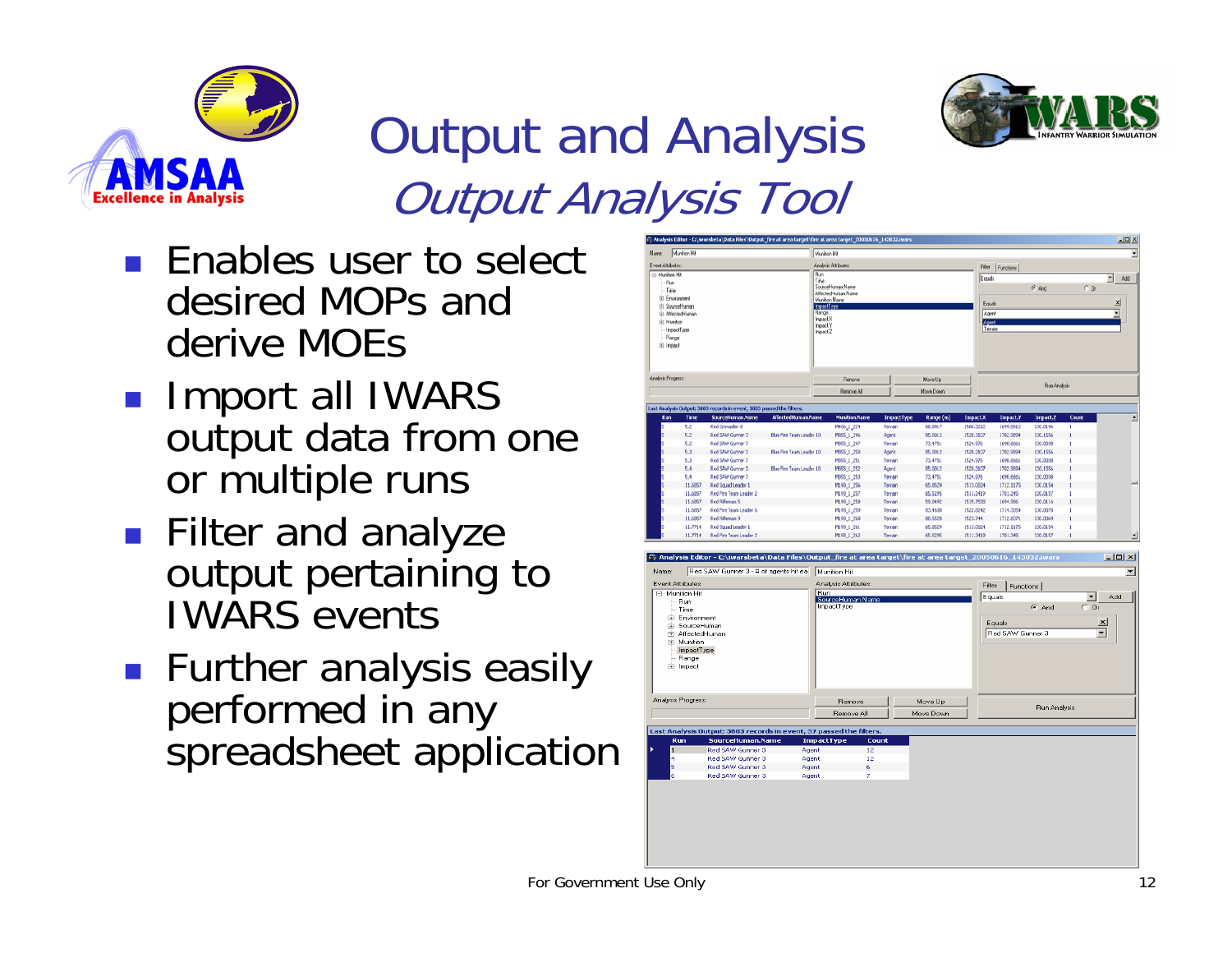# Output and Analysis

## *Output Analysis Tool*

- Enables user to select desired MOPs and derive MOEs
- Import all IWARS output data from one or multiple runs
- Filter and analyze output pertaining to IWARS events
- Further analysis easily performed in any spreadsheet application

For Government Use Only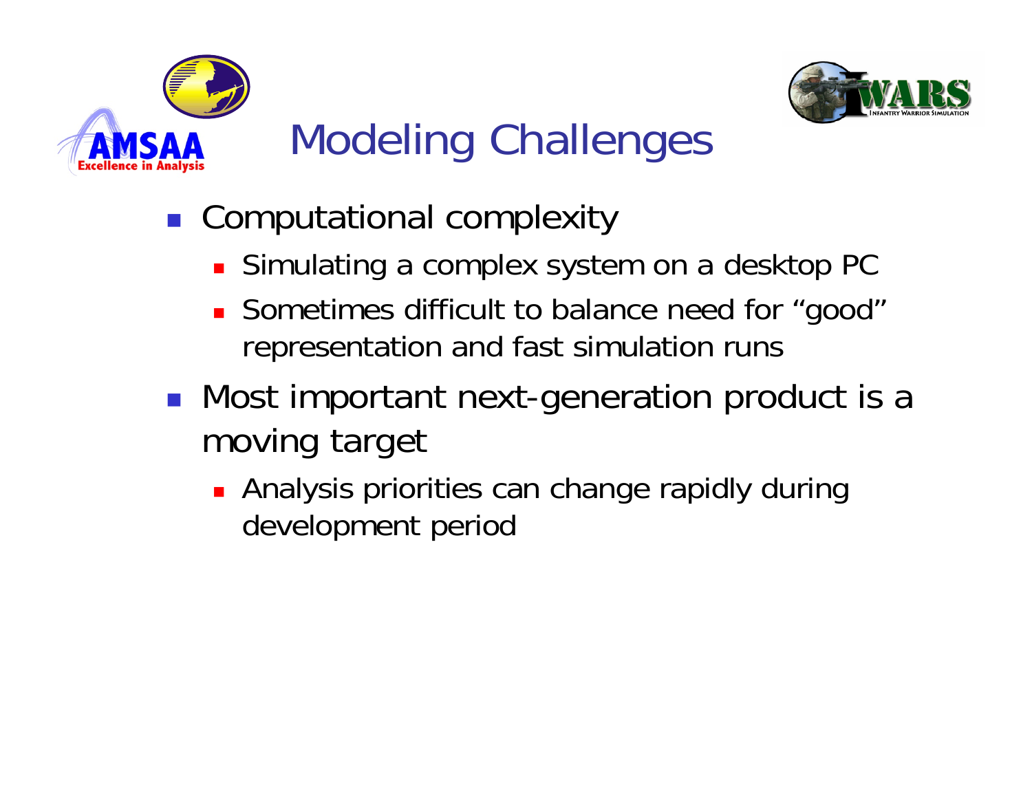# Modeling Challenges

- Computational complexity
  - Simulating a complex system on a desktop PC
  - Sometimes difficult to balance need for "good" representation and fast simulation runs
- Most important next-generation product is a moving target
  - Analysis priorities can change rapidly during development period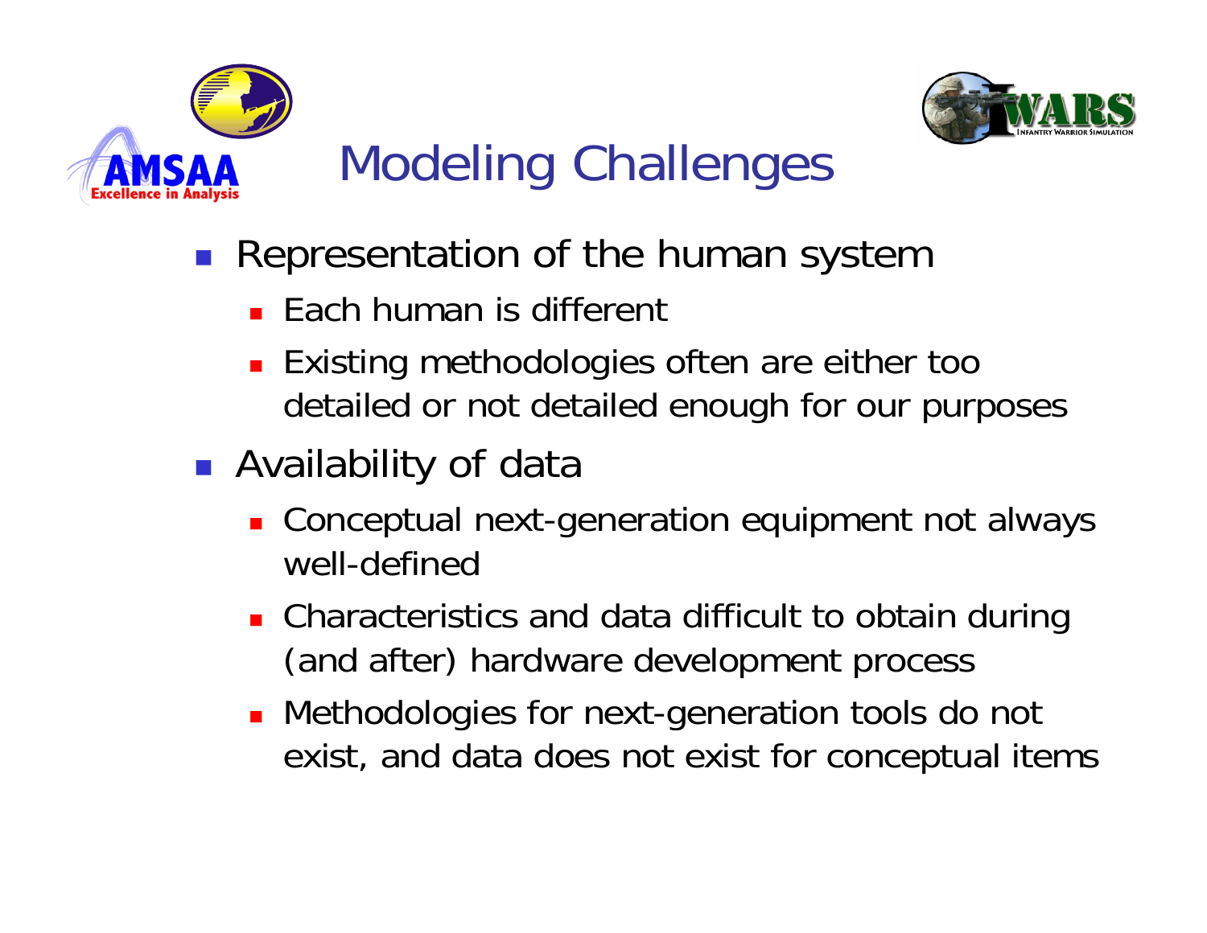# Modeling Challenges

- Representation of the human system
  - Each human is different
  - Existing methodologies often are either too detailed or not detailed enough for our purposes
- Availability of data
  - Conceptual next-generation equipment not always well-defined
  - Characteristics and data difficult to obtain during (and after) hardware development process
  - Methodologies for next-generation tools do not exist, and data does not exist for conceptual items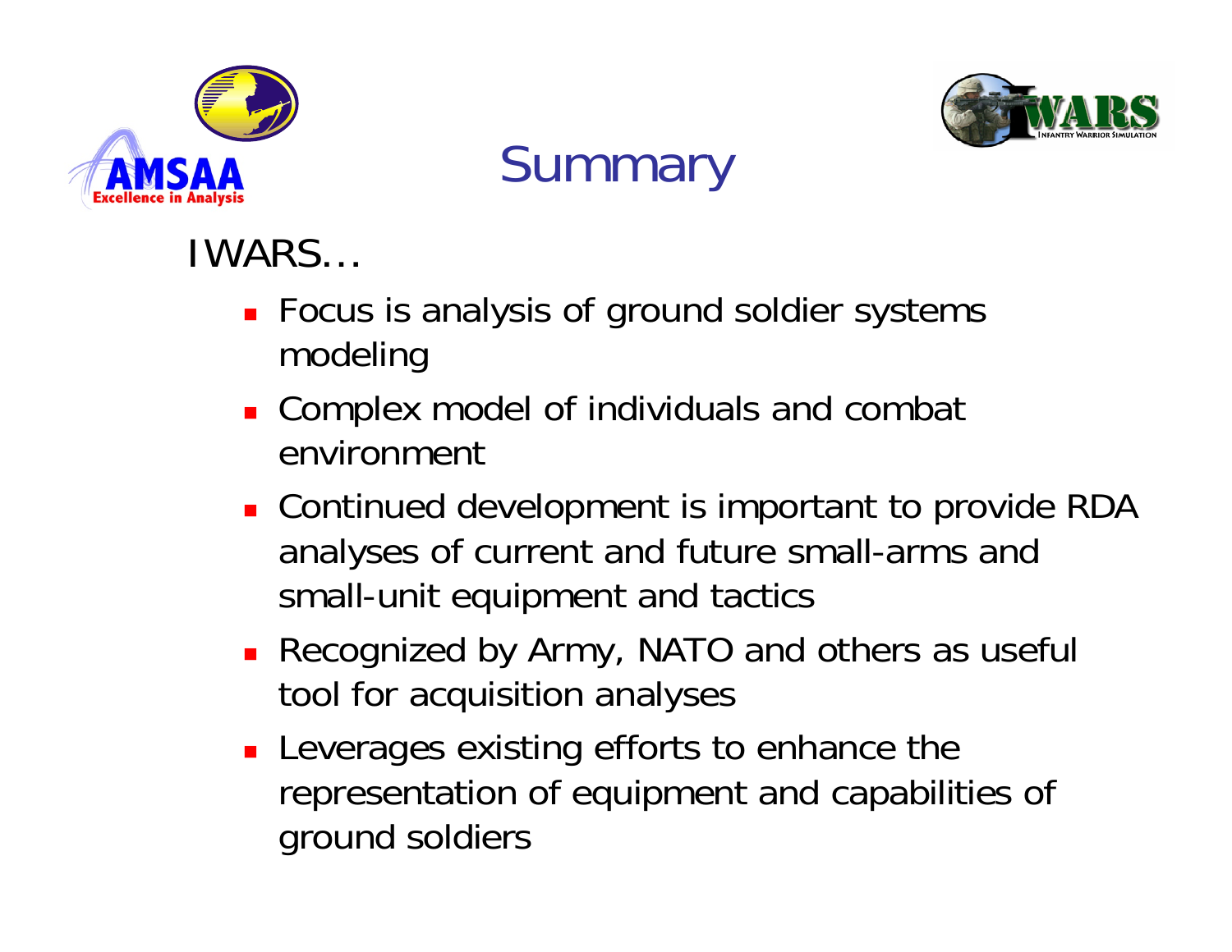# Summary

IWARS…

- Focus is analysis of ground soldier systems modeling
- Complex model of individuals and combat environment
- Continued development is important to provide RDA analyses of current and future small-arms and small-unit equipment and tactics
- Recognized by Army, NATO and others as useful tool for acquisition analyses
- Leverages existing efforts to enhance the representation of equipment and capabilities of ground soldiers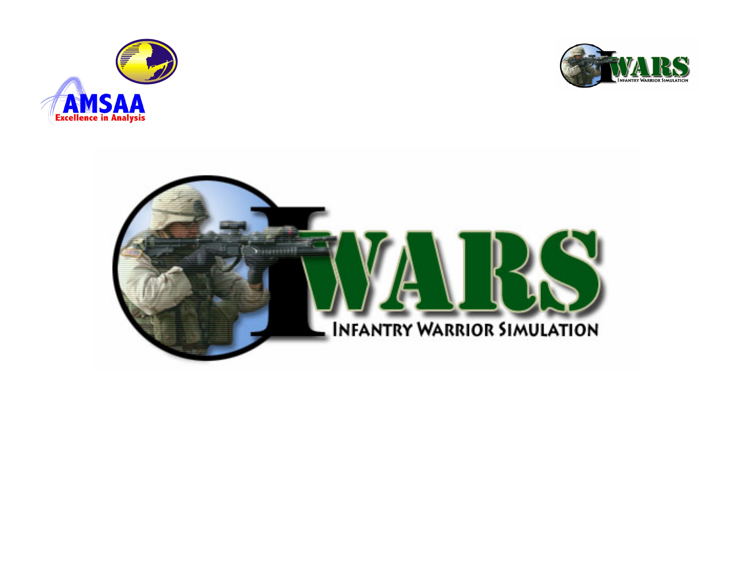IWARS

INFANTRY WARRIOR SIMULATION